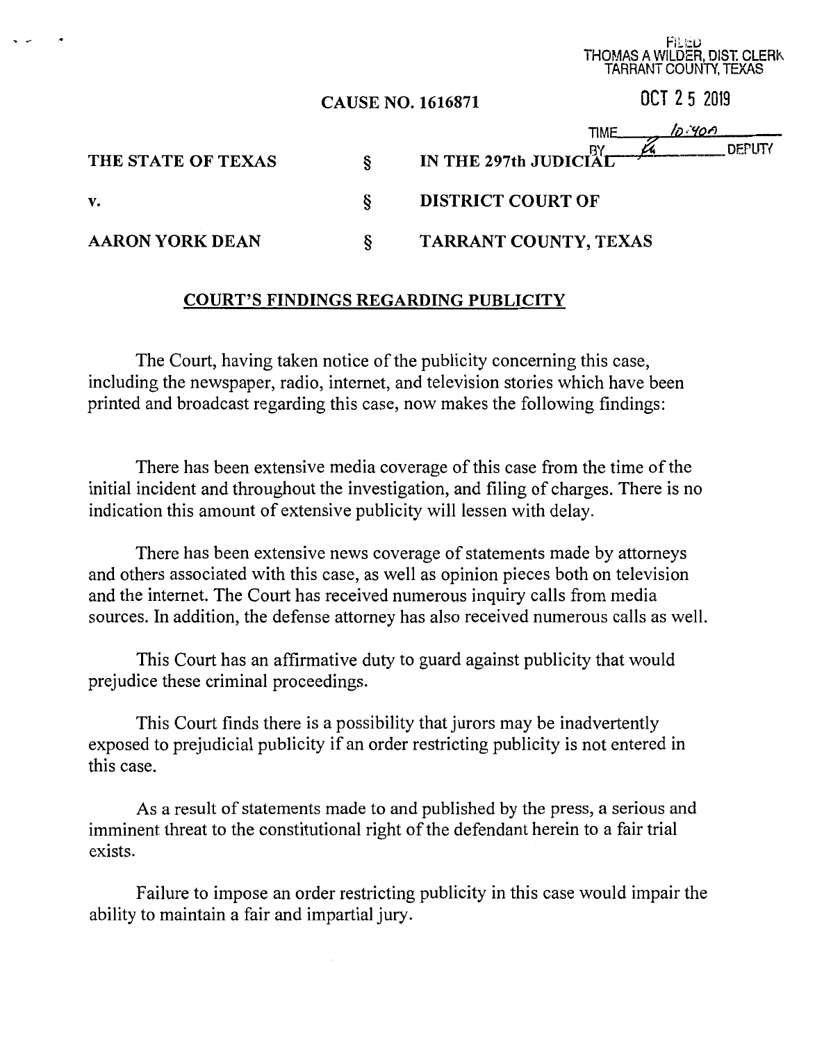FILED
THOMAS A WILDER, DIST. CLERK
TARRANT COUNTY, TEXAS

OCT 2 5 2019

TIME 10:40A

BY [initials] DEPUTY

**CAUSE NO. 1616871**

| | | |
|---|---|---|
| **THE STATE OF TEXAS** | § | **IN THE 297th JUDICIAL** |
| **v.** | § | **DISTRICT COURT OF** |
| **AARON YORK DEAN** | § | **TARRANT COUNTY, TEXAS** |

## COURT'S FINDINGS REGARDING PUBLICITY

The Court, having taken notice of the publicity concerning this case, including the newspaper, radio, internet, and television stories which have been printed and broadcast regarding this case, now makes the following findings:

There has been extensive media coverage of this case from the time of the initial incident and throughout the investigation, and filing of charges. There is no indication this amount of extensive publicity will lessen with delay.

There has been extensive news coverage of statements made by attorneys and others associated with this case, as well as opinion pieces both on television and the internet. The Court has received numerous inquiry calls from media sources. In addition, the defense attorney has also received numerous calls as well.

This Court has an affirmative duty to guard against publicity that would prejudice these criminal proceedings.

This Court finds there is a possibility that jurors may be inadvertently exposed to prejudicial publicity if an order restricting publicity is not entered in this case.

As a result of statements made to and published by the press, a serious and imminent threat to the constitutional right of the defendant herein to a fair trial exists.

Failure to impose an order restricting publicity in this case would impair the ability to maintain a fair and impartial jury.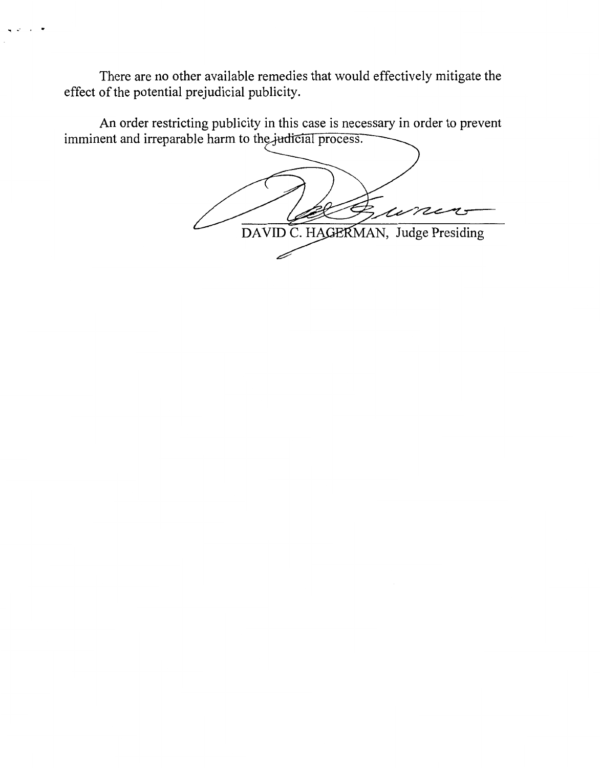There are no other available remedies that would effectively mitigate the effect of the potential prejudicial publicity.

An order restricting publicity in this case is necessary in order to prevent imminent and irreparable harm to the judicial process.

DAVID C. HAGERMAN, Judge Presiding